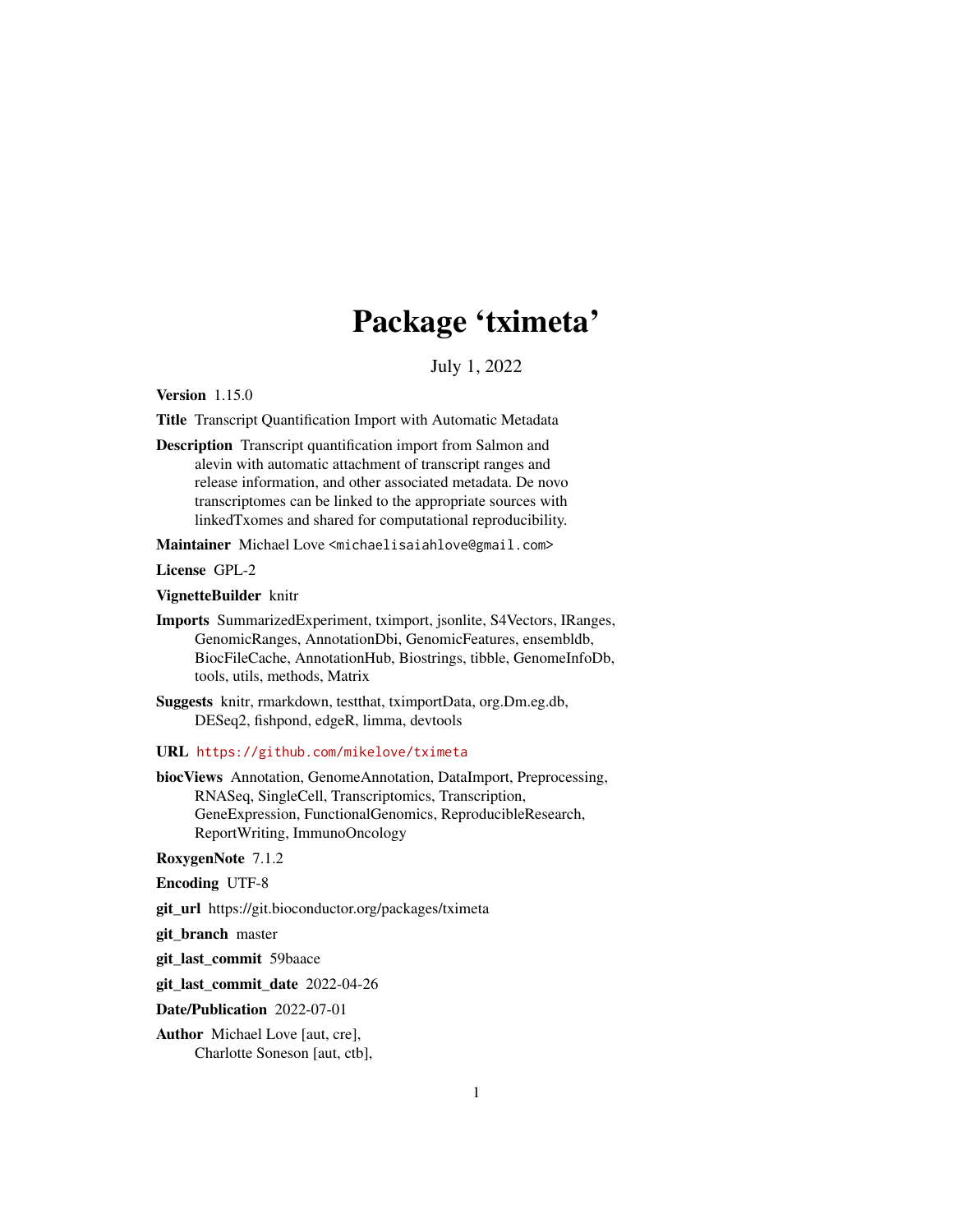# Package 'tximeta'

July 1, 2022

**Version** 1.15.0

**Title** Transcript Quantification Import with Automatic Metadata

**Description** Transcript quantification import from Salmon and alevin with automatic attachment of transcript ranges and release information, and other associated metadata. De novo transcriptomes can be linked to the appropriate sources with linkedTxomes and shared for computational reproducibility.

**Maintainer** Michael Love <michaelisaiahlove@gmail.com>

**License** GPL-2

**VignetteBuilder** knitr

**Imports** SummarizedExperiment, tximport, jsonlite, S4Vectors, IRanges, GenomicRanges, AnnotationDbi, GenomicFeatures, ensembldb, BiocFileCache, AnnotationHub, Biostrings, tibble, GenomeInfoDb, tools, utils, methods, Matrix

**Suggests** knitr, rmarkdown, testthat, tximportData, org.Dm.eg.db, DESeq2, fishpond, edgeR, limma, devtools

**URL** https://github.com/mikelove/tximeta

**biocViews** Annotation, GenomeAnnotation, DataImport, Preprocessing, RNASeq, SingleCell, Transcriptomics, Transcription, GeneExpression, FunctionalGenomics, ReproducibleResearch, ReportWriting, ImmunoOncology

**RoxygenNote** 7.1.2

**Encoding** UTF-8

**git_url** https://git.bioconductor.org/packages/tximeta

**git_branch** master

**git_last_commit** 59baace

**git_last_commit_date** 2022-04-26

**Date/Publication** 2022-07-01

**Author** Michael Love [aut, cre],
Charlotte Soneson [aut, ctb],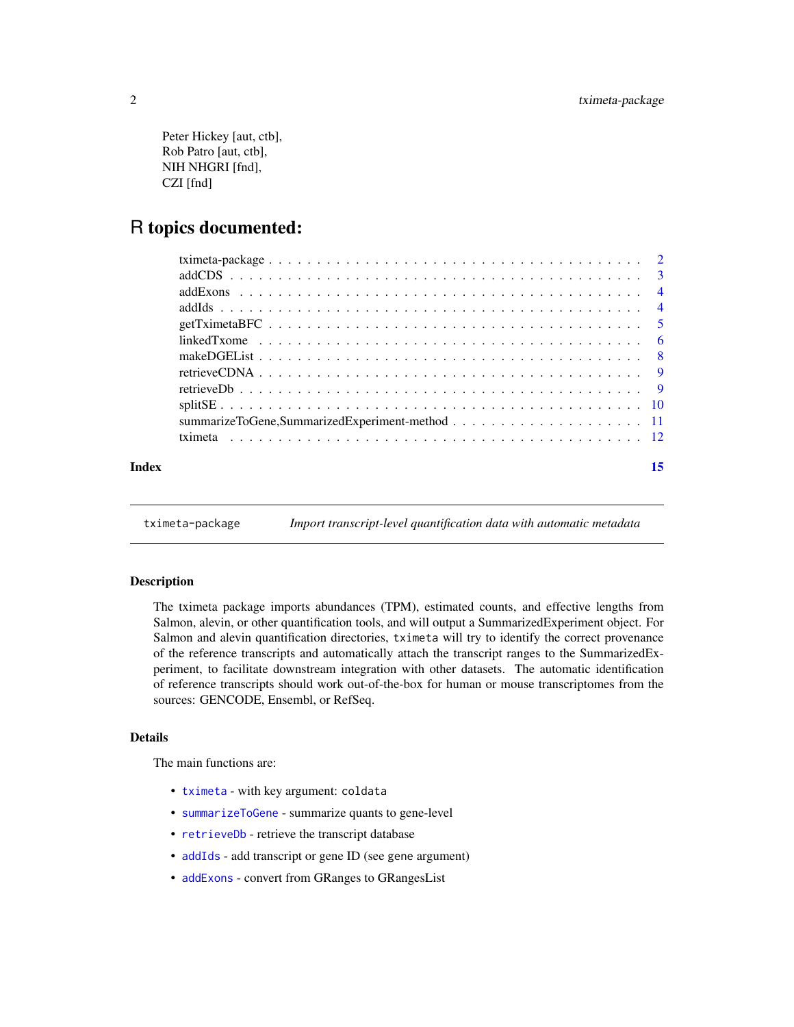Peter Hickey [aut, ctb],
Rob Patro [aut, ctb],
NIH NHGRI [fnd],
CZI [fnd]

# R topics documented:

| | |
|---|---|
| txmeta-package | 2 |
| addCDS | 3 |
| addExons | 4 |
| addIds | 4 |
| getTximetaBFC | 5 |
| linkedTxome | 6 |
| makeDGEList | 8 |
| retrieveCDNA | 9 |
| retrieveDb | 9 |
| splitSE | 10 |
| summarizeToGene,SummarizedExperiment-method | 11 |
| tximeta | 12 |
| **Index** | **15** |

---

`tximeta-package` *Import transcript-level quantification data with automatic metadata*

---

## Description

The tximeta package imports abundances (TPM), estimated counts, and effective lengths from Salmon, alevin, or other quantification tools, and will output a SummarizedExperiment object. For Salmon and alevin quantification directories, `tximeta` will try to identify the correct provenance of the reference transcripts and automatically attach the transcript ranges to the SummarizedExperiment, to facilitate downstream integration with other datasets. The automatic identification of reference transcripts should work out-of-the-box for human or mouse transcriptomes from the sources: GENCODE, Ensembl, or RefSeq.

## Details

The main functions are:

- `tximeta` - with key argument: `coldata`
- `summarizeToGene` - summarize quants to gene-level
- `retrieveDb` - retrieve the transcript database
- `addIds` - add transcript or gene ID (see `gene` argument)
- `addExons` - convert from GRanges to GRangesList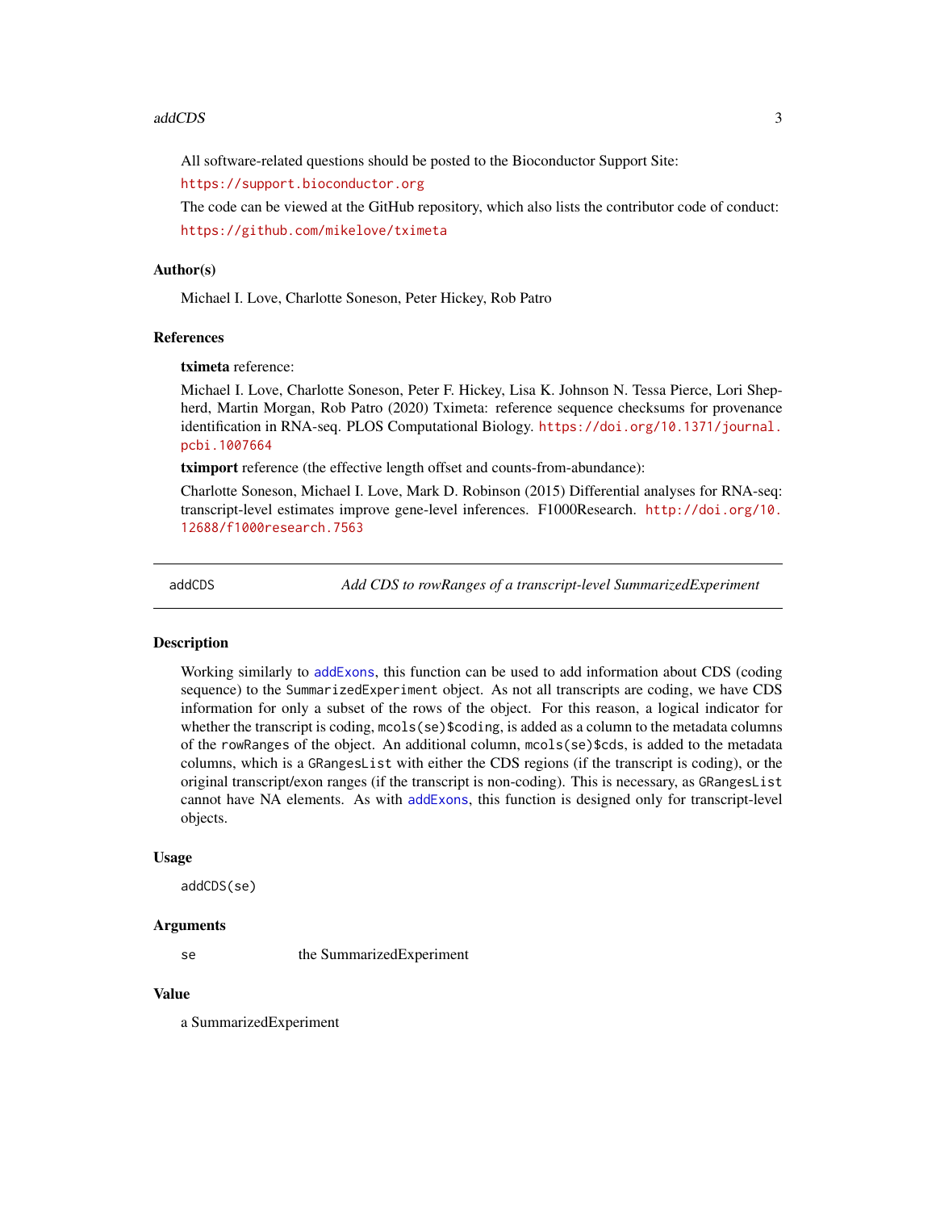All software-related questions should be posted to the Bioconductor Support Site:

https://support.bioconductor.org

The code can be viewed at the GitHub repository, which also lists the contributor code of conduct:

https://github.com/mikelove/tximeta

### Author(s)

Michael I. Love, Charlotte Soneson, Peter Hickey, Rob Patro

### References

**tximeta** reference:

Michael I. Love, Charlotte Soneson, Peter F. Hickey, Lisa K. Johnson N. Tessa Pierce, Lori Shepherd, Martin Morgan, Rob Patro (2020) Tximeta: reference sequence checksums for provenance identification in RNA-seq. PLOS Computational Biology. https://doi.org/10.1371/journal.pcbi.1007664

**tximport** reference (the effective length offset and counts-from-abundance):

Charlotte Soneson, Michael I. Love, Mark D. Robinson (2015) Differential analyses for RNA-seq: transcript-level estimates improve gene-level inferences. F1000Research. http://doi.org/10.12688/f1000research.7563

---

## addCDS — *Add CDS to rowRanges of a transcript-level SummarizedExperiment*

### Description

Working similarly to `addExons`, this function can be used to add information about CDS (coding sequence) to the `SummarizedExperiment` object. As not all transcripts are coding, we have CDS information for only a subset of the rows of the object. For this reason, a logical indicator for whether the transcript is coding, `mcols(se)$coding`, is added as a column to the metadata columns of the `rowRanges` of the object. An additional column, `mcols(se)$cds`, is added to the metadata columns, which is a `GRangesList` with either the CDS regions (if the transcript is coding), or the original transcript/exon ranges (if the transcript is non-coding). This is necessary, as `GRangesList` cannot have NA elements. As with `addExons`, this function is designed only for transcript-level objects.

### Usage

```
addCDS(se)
```

### Arguments

| | |
|---|---|
| se | the SummarizedExperiment |

### Value

a SummarizedExperiment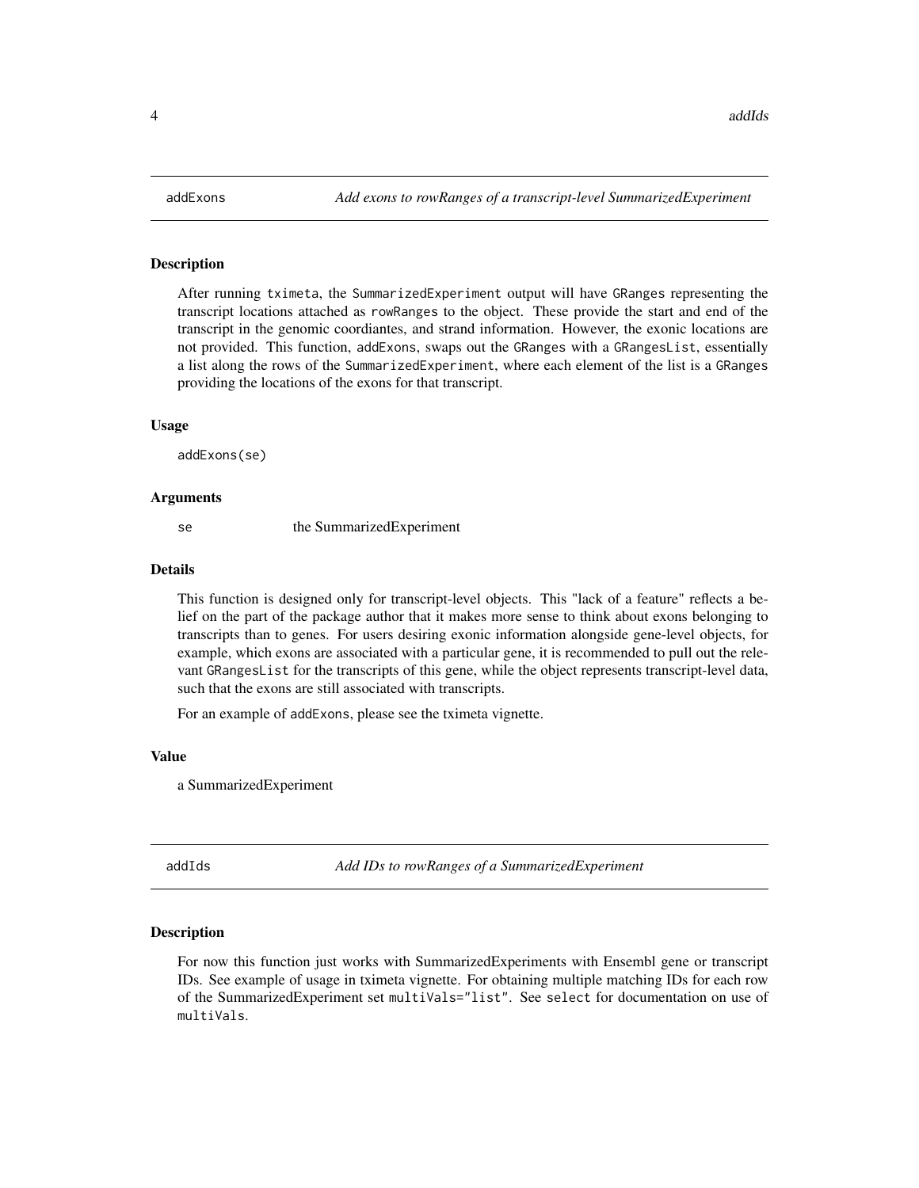## addExons *Add exons to rowRanges of a transcript-level SummarizedExperiment*

### Description

After running tximeta, the SummarizedExperiment output will have GRanges representing the transcript locations attached as rowRanges to the object. These provide the start and end of the transcript in the genomic coordiantes, and strand information. However, the exonic locations are not provided. This function, addExons, swaps out the GRanges with a GRangesList, essentially a list along the rows of the SummarizedExperiment, where each element of the list is a GRanges providing the locations of the exons for that transcript.

### Usage

```
addExons(se)
```

### Arguments

| | |
|---|---|
| se | the SummarizedExperiment |

### Details

This function is designed only for transcript-level objects. This "lack of a feature" reflects a belief on the part of the package author that it makes more sense to think about exons belonging to transcripts than to genes. For users desiring exonic information alongside gene-level objects, for example, which exons are associated with a particular gene, it is recommended to pull out the relevant GRangesList for the transcripts of this gene, while the object represents transcript-level data, such that the exons are still associated with transcripts.

For an example of addExons, please see the tximeta vignette.

### Value

a SummarizedExperiment

## addIds *Add IDs to rowRanges of a SummarizedExperiment*

### Description

For now this function just works with SummarizedExperiments with Ensembl gene or transcript IDs. See example of usage in tximeta vignette. For obtaining multiple matching IDs for each row of the SummarizedExperiment set multiVals="list". See select for documentation on use of multiVals.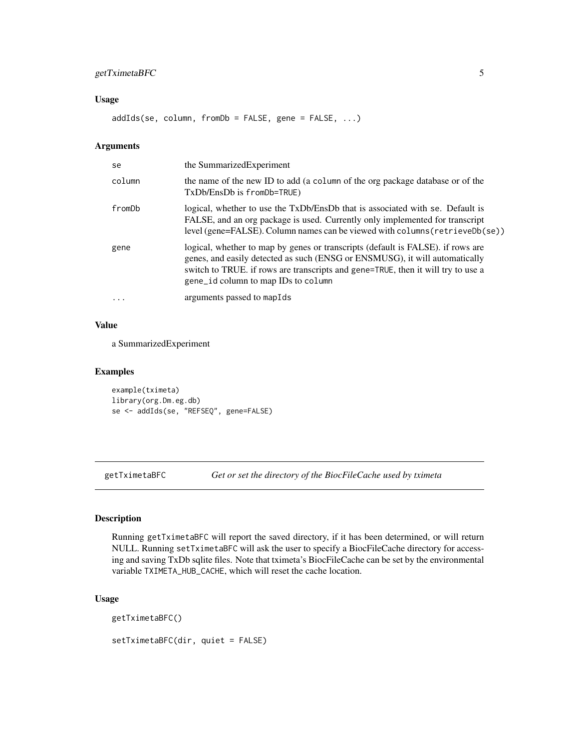### Usage

```
addIds(se, column, fromDb = FALSE, gene = FALSE, ...)
```

### Arguments

| | |
|---|---|
| se | the SummarizedExperiment |
| column | the name of the new ID to add (a column of the org package database or of the TxDb/EnsDb is fromDb=TRUE) |
| fromDb | logical, whether to use the TxDb/EnsDb that is associated with se. Default is FALSE, and an org package is used. Currently only implemented for transcript level (gene=FALSE). Column names can be viewed with columns(retrieveDb(se)) |
| gene | logical, whether to map by genes or transcripts (default is FALSE). if rows are genes, and easily detected as such (ENSG or ENSMUSG), it will automatically switch to TRUE. if rows are transcripts and gene=TRUE, then it will try to use a gene_id column to map IDs to column |
| ... | arguments passed to mapIds |

### Value

a SummarizedExperiment

### Examples

```
example(tximeta)
library(org.Dm.eg.db)
se <- addIds(se, "REFSEQ", gene=FALSE)
```

---

## getTximetaBFC *Get or set the directory of the BiocFileCache used by tximeta*

---

### Description

Running getTximetaBFC will report the saved directory, if it has been determined, or will return NULL. Running setTximetaBFC will ask the user to specify a BiocFileCache directory for accessing and saving TxDb sqlite files. Note that tximeta's BiocFileCache can be set by the environmental variable TXIMETA_HUB_CACHE, which will reset the cache location.

### Usage

```
getTximetaBFC()

setTximetaBFC(dir, quiet = FALSE)
```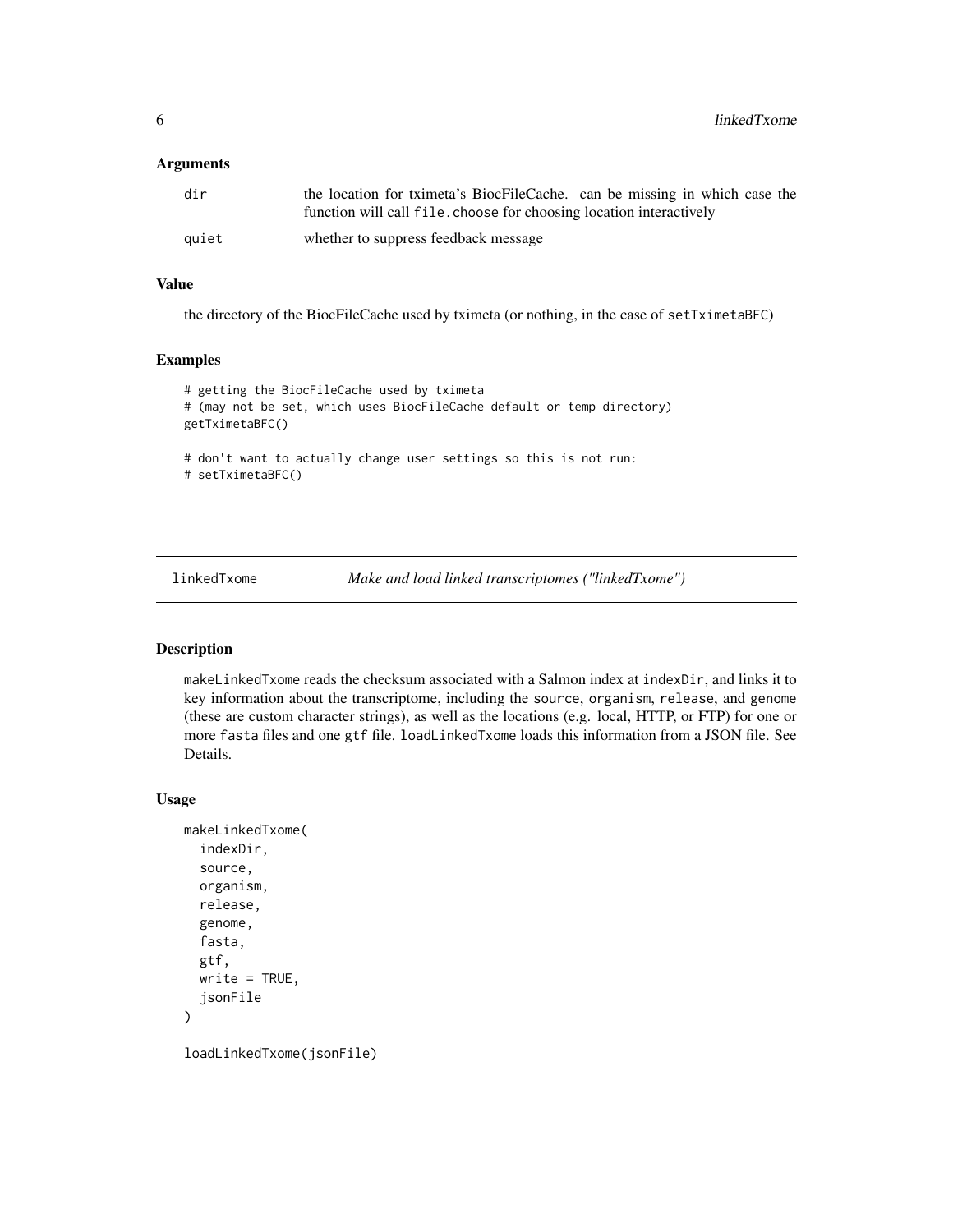### Arguments

| | |
|---|---|
| dir | the location for tximeta's BiocFileCache. can be missing in which case the function will call `file.choose` for choosing location interactively |
| quiet | whether to suppress feedback message |

### Value

the directory of the BiocFileCache used by tximeta (or nothing, in the case of `setTximetaBFC`)

### Examples

```
# getting the BiocFileCache used by tximeta
# (may not be set, which uses BiocFileCache default or temp directory)
getTximetaBFC()

# don't want to actually change user settings so this is not run:
# setTximetaBFC()
```

## linkedTxome *Make and load linked transcriptomes ("linkedTxome")*

### Description

`makeLinkedTxome` reads the checksum associated with a Salmon index at `indexDir`, and links it to key information about the transcriptome, including the `source`, `organism`, `release`, and `genome` (these are custom character strings), as well as the locations (e.g. local, HTTP, or FTP) for one or more `fasta` files and one `gtf` file. `loadLinkedTxome` loads this information from a JSON file. See Details.

### Usage

```
makeLinkedTxome(
  indexDir,
  source,
  organism,
  release,
  genome,
  fasta,
  gtf,
  write = TRUE,
  jsonFile
)

loadLinkedTxome(jsonFile)
```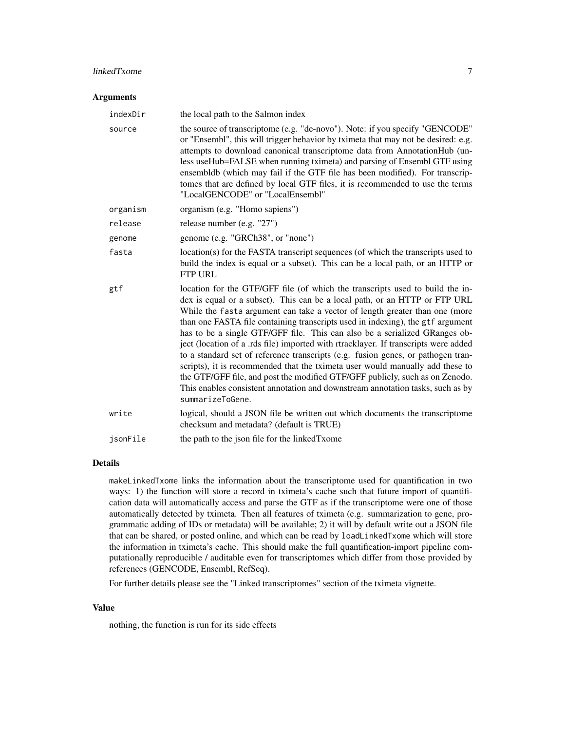### Arguments

| | |
|---|---|
| `indexDir` | the local path to the Salmon index |
| `source` | the source of transcriptome (e.g. "de-novo"). Note: if you specify "GENCODE" or "Ensembl", this will trigger behavior by tximeta that may not be desired: e.g. attempts to download canonical transcriptome data from AnnotationHub (unless useHub=FALSE when running tximeta) and parsing of Ensembl GTF using ensembldb (which may fail if the GTF file has been modified). For transcriptomes that are defined by local GTF files, it is recommended to use the terms "LocalGENCODE" or "LocalEnsembl" |
| `organism` | organism (e.g. "Homo sapiens") |
| `release` | release number (e.g. "27") |
| `genome` | genome (e.g. "GRCh38", or "none") |
| `fasta` | location(s) for the FASTA transcript sequences (of which the transcripts used to build the index is equal or a subset). This can be a local path, or an HTTP or FTP URL |
| `gtf` | location for the GTF/GFF file (of which the transcripts used to build the index is equal or a subset). This can be a local path, or an HTTP or FTP URL While the `fasta` argument can take a vector of length greater than one (more than one FASTA file containing transcripts used in indexing), the `gtf` argument has to be a single GTF/GFF file. This can also be a serialized GRanges object (location of a .rds file) imported with rtracklayer. If transcripts were added to a standard set of reference transcripts (e.g. fusion genes, or pathogen transcripts), it is recommended that the tximeta user would manually add these to the GTF/GFF file, and post the modified GTF/GFF publicly, such as on Zenodo. This enables consistent annotation and downstream annotation tasks, such as by `summarizeToGene`. |
| `write` | logical, should a JSON file be written out which documents the transcriptome checksum and metadata? (default is TRUE) |
| `jsonFile` | the path to the json file for the linkedTxome |

### Details

`makeLinkedTxome` links the information about the transcriptome used for quantification in two ways: 1) the function will store a record in tximeta's cache such that future import of quantification data will automatically access and parse the GTF as if the transcriptome were one of those automatically detected by tximeta. Then all features of tximeta (e.g. summarization to gene, programmatic adding of IDs or metadata) will be available; 2) it will by default write out a JSON file that can be shared, or posted online, and which can be read by `loadLinkedTxome` which will store the information in tximeta's cache. This should make the full quantification-import pipeline computationally reproducible / auditable even for transcriptomes which differ from those provided by references (GENCODE, Ensembl, RefSeq).

For further details please see the "Linked transcriptomes" section of the tximeta vignette.

### Value

nothing, the function is run for its side effects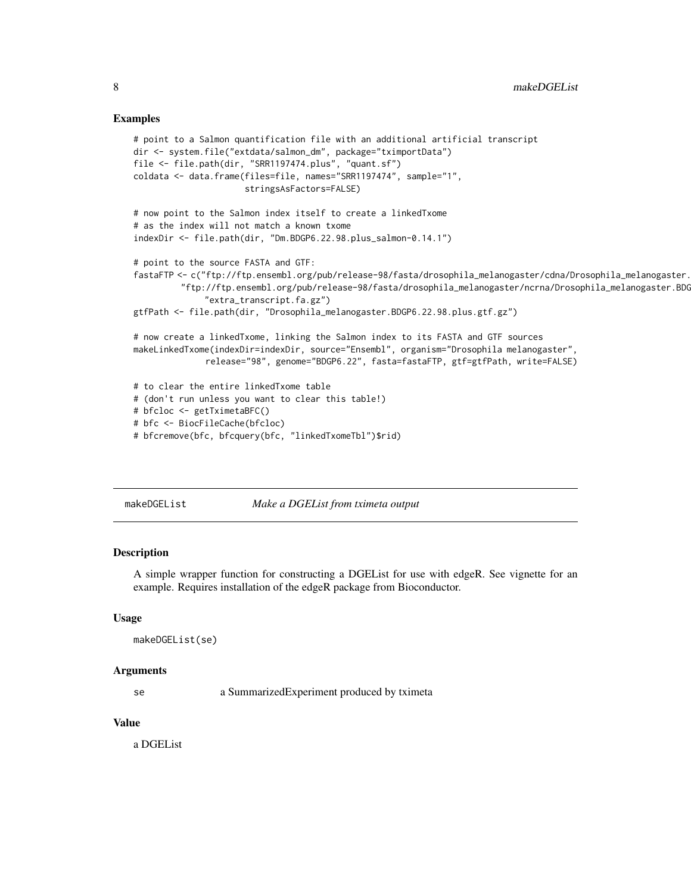## Examples

```
# point to a Salmon quantification file with an additional artificial transcript
dir <- system.file("extdata/salmon_dm", package="tximportData")
file <- file.path(dir, "SRR1197474.plus", "quant.sf")
coldata <- data.frame(files=file, names="SRR1197474", sample="1",
                      stringsAsFactors=FALSE)

# now point to the Salmon index itself to create a linkedTxome
# as the index will not match a known txome
indexDir <- file.path(dir, "Dm.BDGP6.22.98.plus_salmon-0.14.1")

# point to the source FASTA and GTF:
fastaFTP <- c("ftp://ftp.ensembl.org/pub/release-98/fasta/drosophila_melanogaster/cdna/Drosophila_melanogaster.
         "ftp://ftp.ensembl.org/pub/release-98/fasta/drosophila_melanogaster/ncrna/Drosophila_melanogaster.BDG
              "extra_transcript.fa.gz")
gtfPath <- file.path(dir, "Drosophila_melanogaster.BDGP6.22.98.plus.gtf.gz")

# now create a linkedTxome, linking the Salmon index to its FASTA and GTF sources
makeLinkedTxome(indexDir=indexDir, source="Ensembl", organism="Drosophila melanogaster",
                release="98", genome="BDGP6.22", fasta=fastaFTP, gtf=gtfPath, write=FALSE)

# to clear the entire linkedTxome table
# (don't run unless you want to clear this table!)
# bfcloc <- getTximetaBFC()
# bfc <- BiocFileCache(bfcloc)
# bfcremove(bfc, bfcquery(bfc, "linkedTxomeTbl")$rid)
```

---

# makeDGEList — *Make a DGEList from tximeta output*

---

## Description

A simple wrapper function for constructing a DGEList for use with edgeR. See vignette for an example. Requires installation of the edgeR package from Bioconductor.

## Usage

```
makeDGEList(se)
```

## Arguments

| | |
|---|---|
| se | a SummarizedExperiment produced by tximeta |

## Value

a DGEList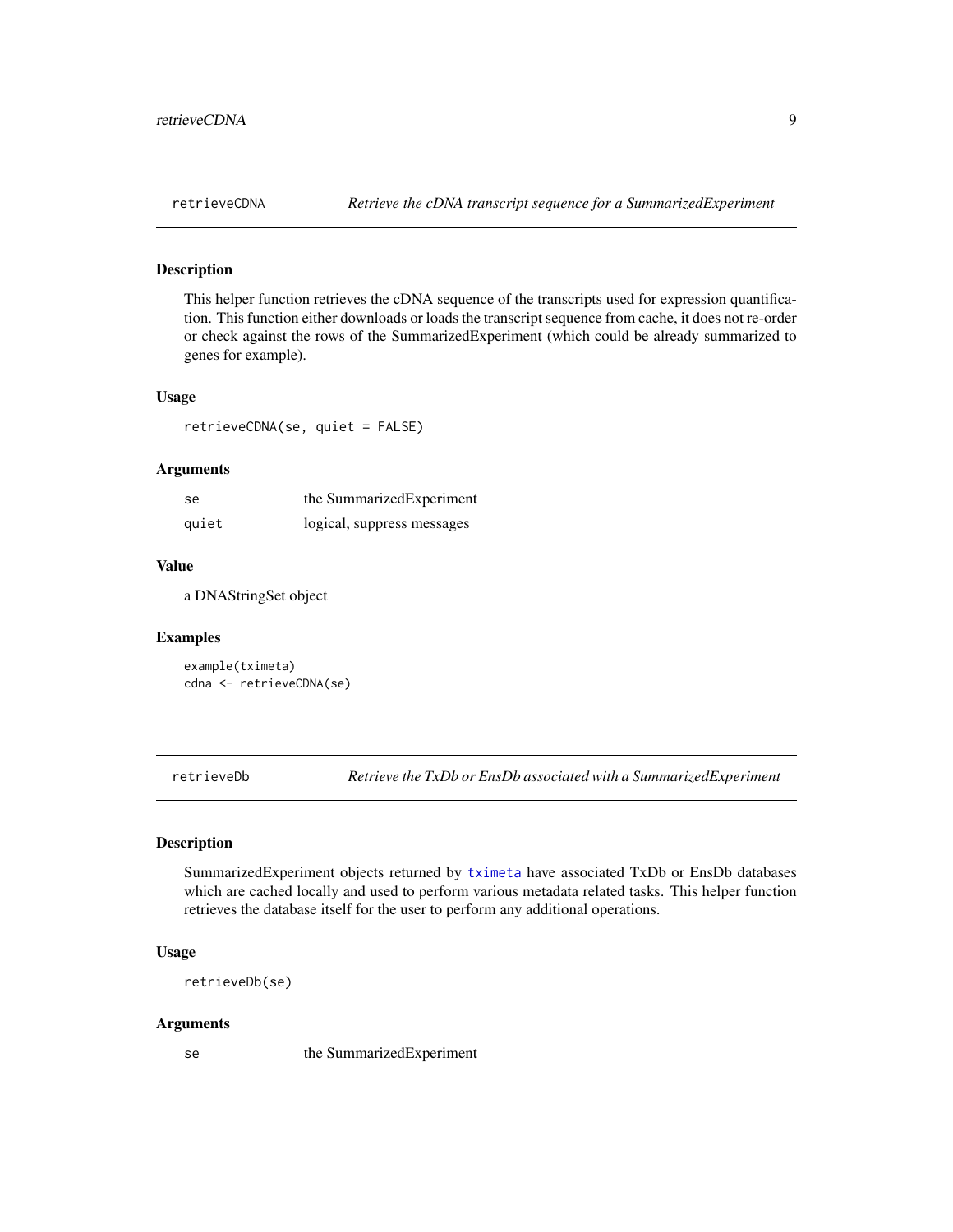## retrieveCDNA — *Retrieve the cDNA transcript sequence for a SummarizedExperiment*

### Description

This helper function retrieves the cDNA sequence of the transcripts used for expression quantification. This function either downloads or loads the transcript sequence from cache, it does not re-order or check against the rows of the SummarizedExperiment (which could be already summarized to genes for example).

### Usage

```
retrieveCDNA(se, quiet = FALSE)
```

### Arguments

| | |
|---|---|
| se | the SummarizedExperiment |
| quiet | logical, suppress messages |

### Value

a DNAStringSet object

### Examples

```
example(tximeta)
cdna <- retrieveCDNA(se)
```

## retrieveDb — *Retrieve the TxDb or EnsDb associated with a SummarizedExperiment*

### Description

SummarizedExperiment objects returned by tximeta have associated TxDb or EnsDb databases which are cached locally and used to perform various metadata related tasks. This helper function retrieves the database itself for the user to perform any additional operations.

### Usage

```
retrieveDb(se)
```

### Arguments

| | |
|---|---|
| se | the SummarizedExperiment |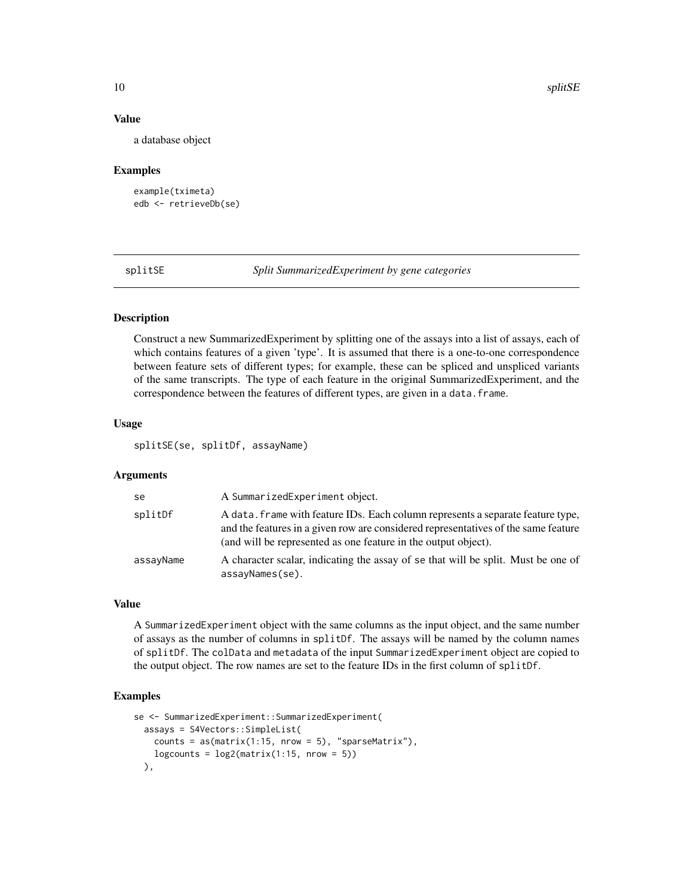### Value

a database object

### Examples

```
example(tximeta)
edb <- retrieveDb(se)
```

---

## splitSE — *Split SummarizedExperiment by gene categories*

### Description

Construct a new SummarizedExperiment by splitting one of the assays into a list of assays, each of which contains features of a given 'type'. It is assumed that there is a one-to-one correspondence between feature sets of different types; for example, these can be spliced and unspliced variants of the same transcripts. The type of each feature in the original SummarizedExperiment, and the correspondence between the features of different types, are given in a `data.frame`.

### Usage

```
splitSE(se, splitDf, assayName)
```

### Arguments

| | |
|---|---|
| `se` | A `SummarizedExperiment` object. |
| `splitDf` | A `data.frame` with feature IDs. Each column represents a separate feature type, and the features in a given row are considered representatives of the same feature (and will be represented as one feature in the output object). |
| `assayName` | A character scalar, indicating the assay of `se` that will be split. Must be one of `assayNames(se)`. |

### Value

A `SummarizedExperiment` object with the same columns as the input object, and the same number of assays as the number of columns in `splitDf`. The assays will be named by the column names of `splitDf`. The `colData` and `metadata` of the input `SummarizedExperiment` object are copied to the output object. The row names are set to the feature IDs in the first column of `splitDf`.

### Examples

```
se <- SummarizedExperiment::SummarizedExperiment(
  assays = S4Vectors::SimpleList(
    counts = as(matrix(1:15, nrow = 5), "sparseMatrix"),
    logcounts = log2(matrix(1:15, nrow = 5))
  ),
```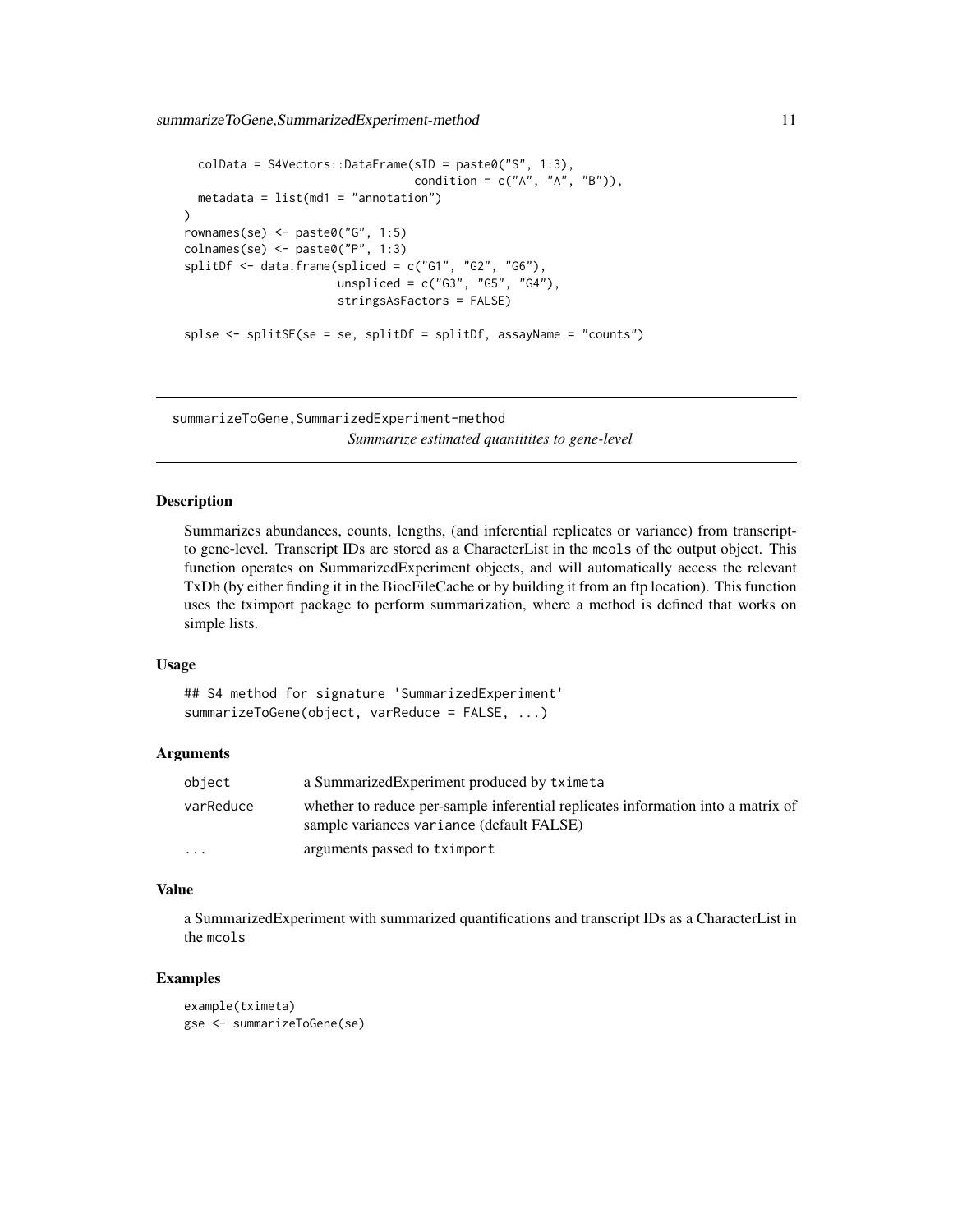```
  colData = S4Vectors::DataFrame(sID = paste0("S", 1:3),
                                 condition = c("A", "A", "B")),
  metadata = list(md1 = "annotation")
)
rownames(se) <- paste0("G", 1:5)
colnames(se) <- paste0("P", 1:3)
splitDf <- data.frame(spliced = c("G1", "G2", "G6"),
                      unspliced = c("G3", "G5", "G4"),
                      stringsAsFactors = FALSE)

splse <- splitSE(se = se, splitDf = splitDf, assayName = "counts")
```

---

## summarizeToGene,SummarizedExperiment-method

*Summarize estimated quantitites to gene-level*

---

### Description

Summarizes abundances, counts, lengths, (and inferential replicates or variance) from transcript-to gene-level. Transcript IDs are stored as a CharacterList in the `mcols` of the output object. This function operates on SummarizedExperiment objects, and will automatically access the relevant TxDb (by either finding it in the BiocFileCache or by building it from an ftp location). This function uses the tximport package to perform summarization, where a method is defined that works on simple lists.

### Usage

```
## S4 method for signature 'SummarizedExperiment'
summarizeToGene(object, varReduce = FALSE, ...)
```

### Arguments

| | |
|---|---|
| `object` | a SummarizedExperiment produced by `tximeta` |
| `varReduce` | whether to reduce per-sample inferential replicates information into a matrix of sample variances `variance` (default FALSE) |
| `...` | arguments passed to `tximport` |

### Value

a SummarizedExperiment with summarized quantifications and transcript IDs as a CharacterList in the `mcols`

### Examples

```
example(tximeta)
gse <- summarizeToGene(se)
```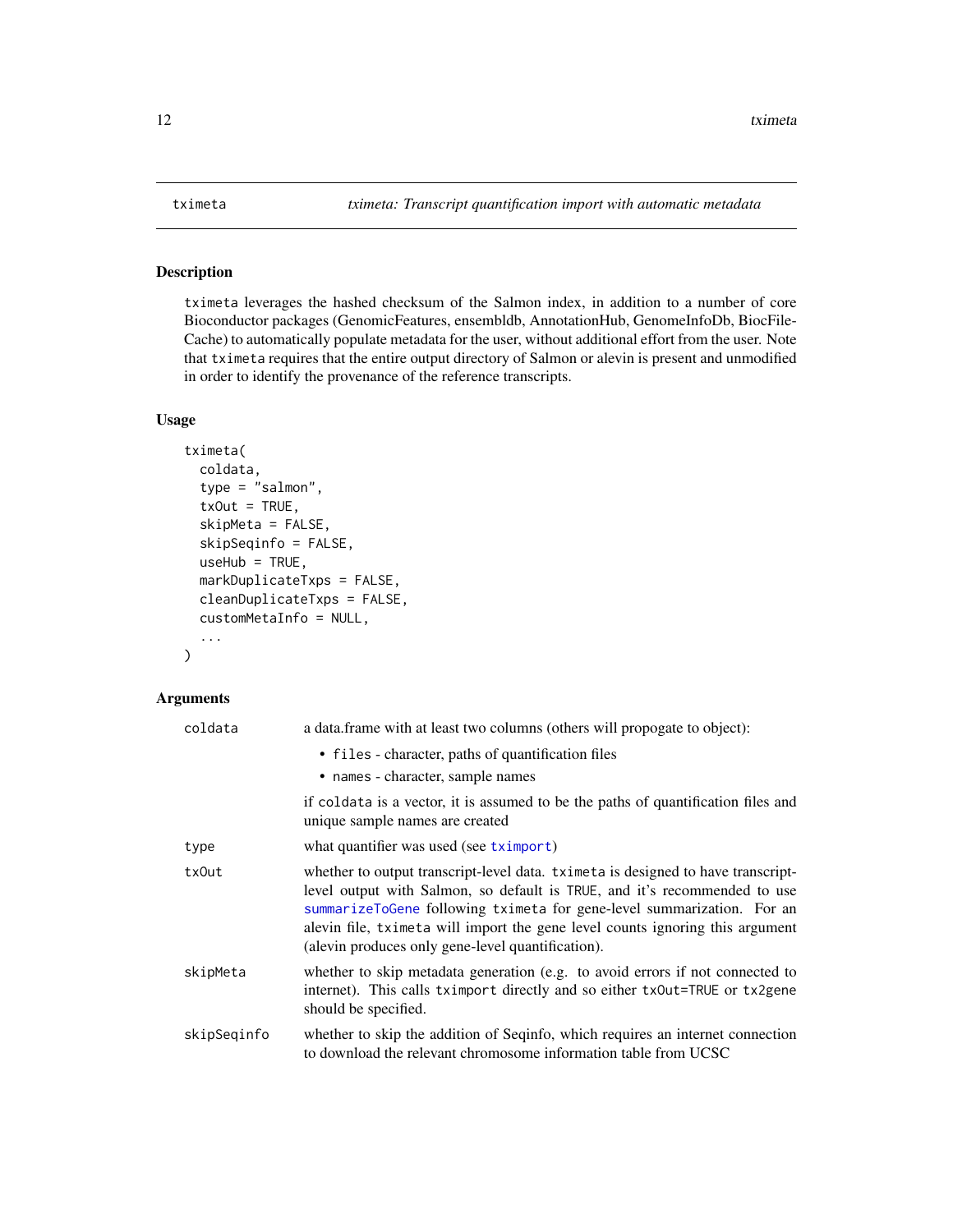## tximeta — *txmeta: Transcript quantification import with automatic metadata*

### Description

`tximeta` leverages the hashed checksum of the Salmon index, in addition to a number of core Bioconductor packages (GenomicFeatures, ensembldb, AnnotationHub, GenomeInfoDb, BiocFileCache) to automatically populate metadata for the user, without additional effort from the user. Note that `tximeta` requires that the entire output directory of Salmon or alevin is present and unmodified in order to identify the provenance of the reference transcripts.

### Usage

```
tximeta(
  coldata,
  type = "salmon",
  txOut = TRUE,
  skipMeta = FALSE,
  skipSeqinfo = FALSE,
  useHub = TRUE,
  markDuplicateTxps = FALSE,
  cleanDuplicateTxps = FALSE,
  customMetaInfo = NULL,
  ...
)
```

### Arguments

| Argument | Description |
|---|---|
| `coldata` | a data.frame with at least two columns (others will propogate to object):<br>• `files` - character, paths of quantification files<br>• `names` - character, sample names<br><br>if `coldata` is a vector, it is assumed to be the paths of quantification files and unique sample names are created |
| `type` | what quantifier was used (see `tximport`) |
| `txOut` | whether to output transcript-level data. `tximeta` is designed to have transcript-level output with Salmon, so default is `TRUE`, and it's recommended to use `summarizeToGene` following `tximeta` for gene-level summarization. For an alevin file, `tximeta` will import the gene level counts ignoring this argument (alevin produces only gene-level quantification). |
| `skipMeta` | whether to skip metadata generation (e.g. to avoid errors if not connected to internet). This calls `tximport` directly and so either `txOut=TRUE` or `tx2gene` should be specified. |
| `skipSeqinfo` | whether to skip the addition of Seqinfo, which requires an internet connection to download the relevant chromosome information table from UCSC |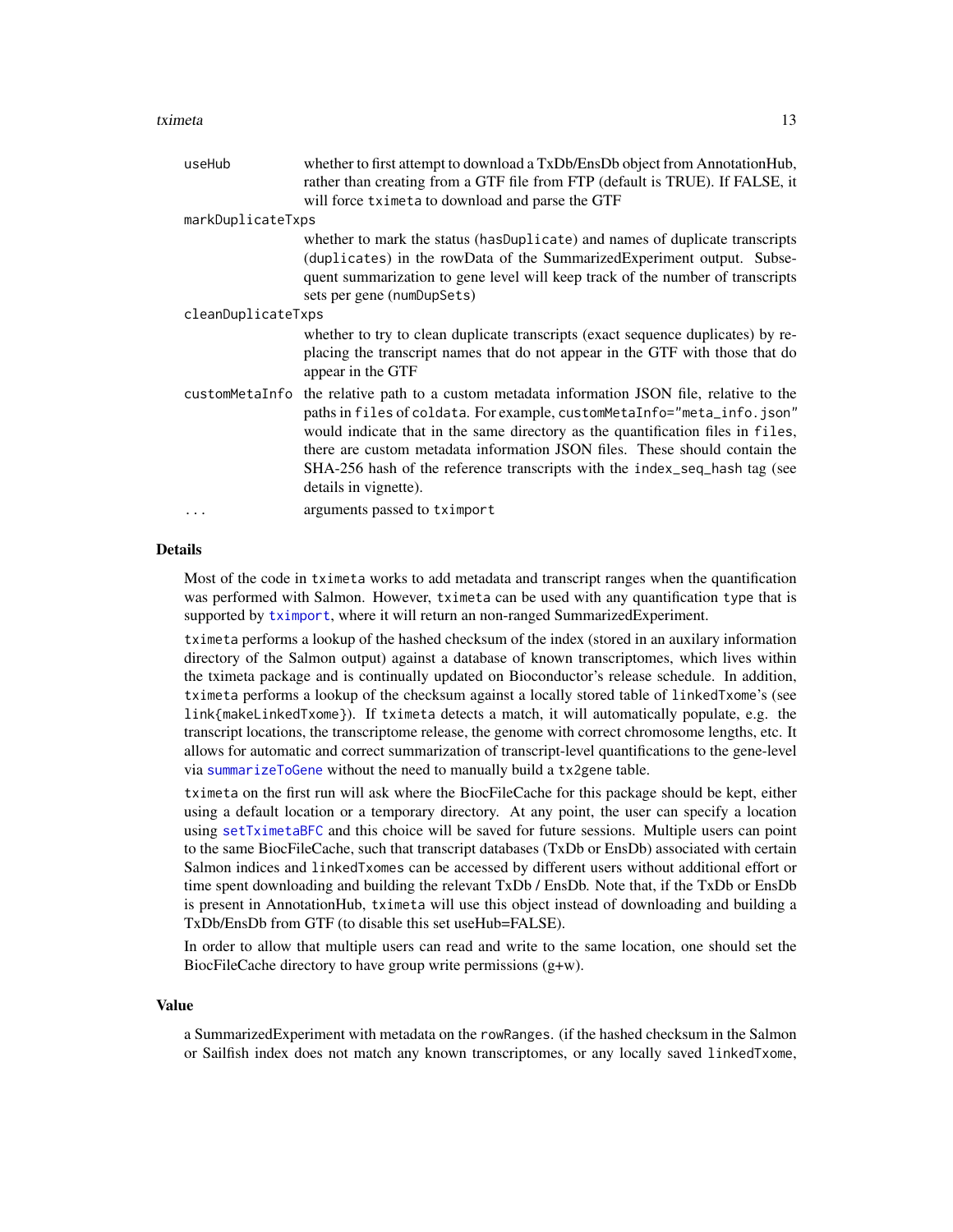| | |
|---|---|
| `useHub` | whether to first attempt to download a TxDb/EnsDb object from AnnotationHub, rather than creating from a GTF file from FTP (default is TRUE). If FALSE, it will force `tximeta` to download and parse the GTF |
| `markDuplicateTxps` | whether to mark the status (`hasDuplicate`) and names of duplicate transcripts (`duplicates`) in the rowData of the SummarizedExperiment output. Subsequent summarization to gene level will keep track of the number of transcripts sets per gene (`numDupSets`) |
| `cleanDuplicateTxps` | whether to try to clean duplicate transcripts (exact sequence duplicates) by replacing the transcript names that do not appear in the GTF with those that do appear in the GTF |
| `customMetaInfo` | the relative path to a custom metadata information JSON file, relative to the paths in `files` of `coldata`. For example, `customMetaInfo="meta_info.json"` would indicate that in the same directory as the quantification files in `files`, there are custom metadata information JSON files. These should contain the SHA-256 hash of the reference transcripts with the `index_seq_hash` tag (see details in vignette). |
| `...` | arguments passed to `tximport` |

## Details

Most of the code in `tximeta` works to add metadata and transcript ranges when the quantification was performed with Salmon. However, `tximeta` can be used with any quantification `type` that is supported by `tximport`, where it will return an non-ranged SummarizedExperiment.

`tximeta` performs a lookup of the hashed checksum of the index (stored in an auxilary information directory of the Salmon output) against a database of known transcriptomes, which lives within the tximeta package and is continually updated on Bioconductor's release schedule. In addition, `tximeta` performs a lookup of the checksum against a locally stored table of `linkedTxome`'s (see `link{makeLinkedTxome}`). If `tximeta` detects a match, it will automatically populate, e.g. the transcript locations, the transcriptome release, the genome with correct chromosome lengths, etc. It allows for automatic and correct summarization of transcript-level quantifications to the gene-level via `summarizeToGene` without the need to manually build a `tx2gene` table.

`tximeta` on the first run will ask where the BiocFileCache for this package should be kept, either using a default location or a temporary directory. At any point, the user can specify a location using `setTximetaBFC` and this choice will be saved for future sessions. Multiple users can point to the same BiocFileCache, such that transcript databases (TxDb or EnsDb) associated with certain Salmon indices and `linkedTxomes` can be accessed by different users without additional effort or time spent downloading and building the relevant TxDb / EnsDb. Note that, if the TxDb or EnsDb is present in AnnotationHub, `tximeta` will use this object instead of downloading and building a TxDb/EnsDb from GTF (to disable this set useHub=FALSE).

In order to allow that multiple users can read and write to the same location, one should set the BiocFileCache directory to have group write permissions (g+w).

## Value

a SummarizedExperiment with metadata on the `rowRanges`. (if the hashed checksum in the Salmon or Sailfish index does not match any known transcriptomes, or any locally saved `linkedTxome`,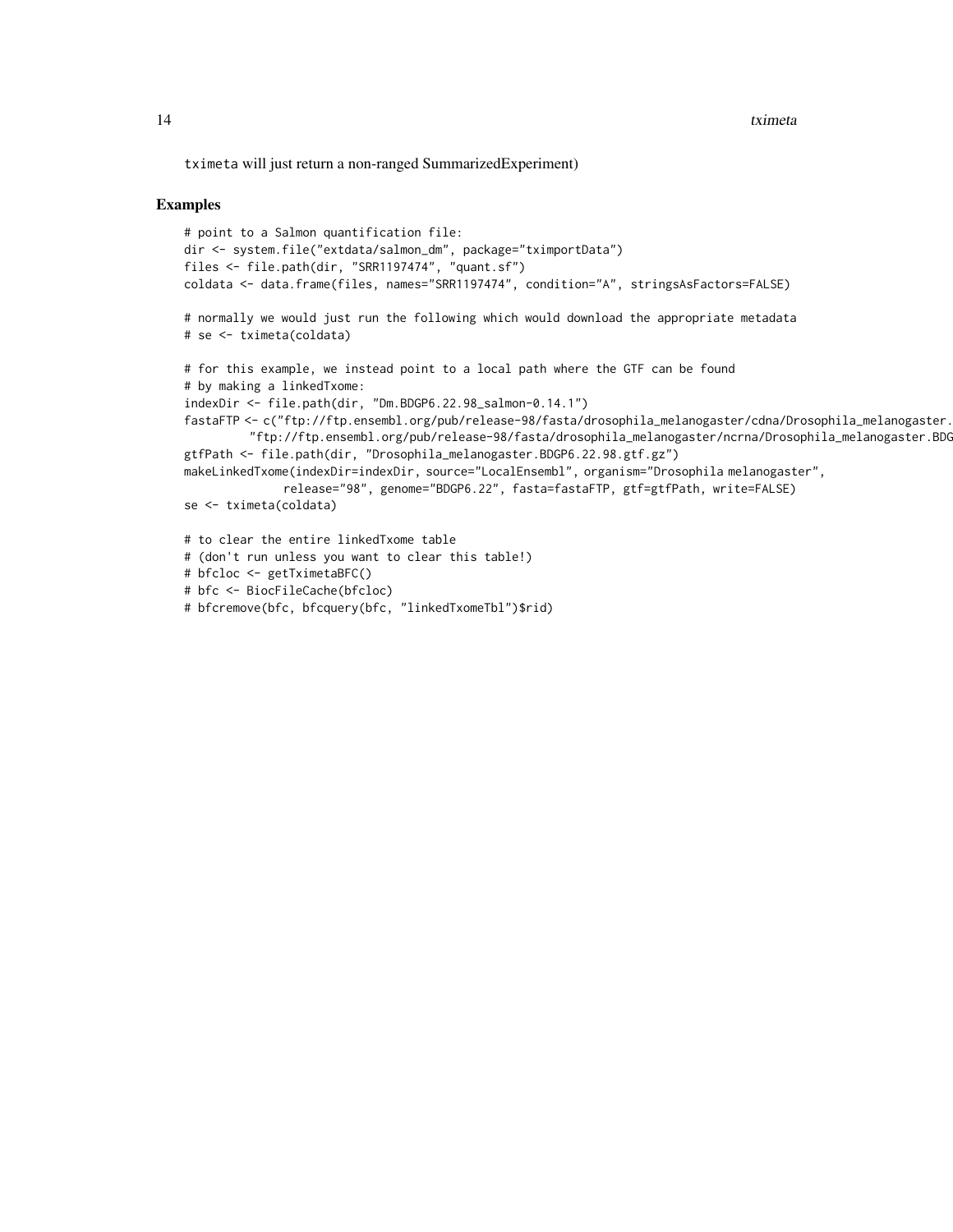txim​eta will just return a non-ranged SummarizedExperiment)

## Examples

```
# point to a Salmon quantification file:
dir <- system.file("extdata/salmon_dm", package="tximportData")
files <- file.path(dir, "SRR1197474", "quant.sf")
coldata <- data.frame(files, names="SRR1197474", condition="A", stringsAsFactors=FALSE)

# normally we would just run the following which would download the appropriate metadata
# se <- tximeta(coldata)

# for this example, we instead point to a local path where the GTF can be found
# by making a linkedTxome:
indexDir <- file.path(dir, "Dm.BDGP6.22.98_salmon-0.14.1")
fastaFTP <- c("ftp://ftp.ensembl.org/pub/release-98/fasta/drosophila_melanogaster/cdna/Drosophila_melanogaster.
         "ftp://ftp.ensembl.org/pub/release-98/fasta/drosophila_melanogaster/ncrna/Drosophila_melanogaster.BDG
gtfPath <- file.path(dir, "Drosophila_melanogaster.BDGP6.22.98.gtf.gz")
makeLinkedTxome(indexDir=indexDir, source="LocalEnsembl", organism="Drosophila melanogaster",
              release="98", genome="BDGP6.22", fasta=fastaFTP, gtf=gtfPath, write=FALSE)
se <- tximeta(coldata)

# to clear the entire linkedTxome table
# (don't run unless you want to clear this table!)
# bfcloc <- getTximetaBFC()
# bfc <- BiocFileCache(bfcloc)
# bfcremove(bfc, bfcquery(bfc, "linkedTxomeTbl")$rid)
```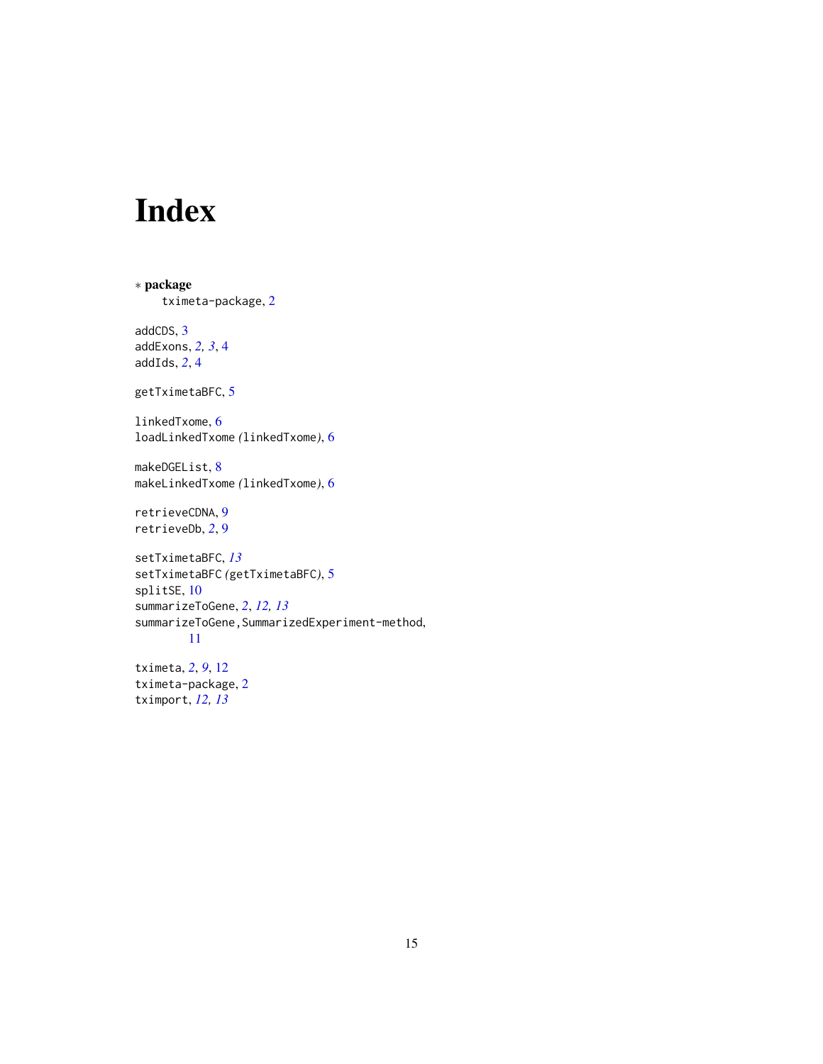# Index

∗ **package**
    tximeta-package, 2

addCDS, 3
addExons, *2, 3*, 4
addIds, *2*, 4

getTximetaBFC, 5

linkedTxome, 6
loadLinkedTxome *(*linkedTxome*)*, 6

makeDGEList, 8
makeLinkedTxome *(*linkedTxome*)*, 6

retrieveCDNA, 9
retrieveDb, *2*, 9

setTximetaBFC, *13*
setTximetaBFC *(*getTximetaBFC*)*, 5
splitSE, 10
summarizeToGene, *2*, *12, 13*
summarizeToGene,SummarizedExperiment-method, 11

tximeta, *2*, *9*, 12
tximeta-package, 2
tximport, *12, 13*